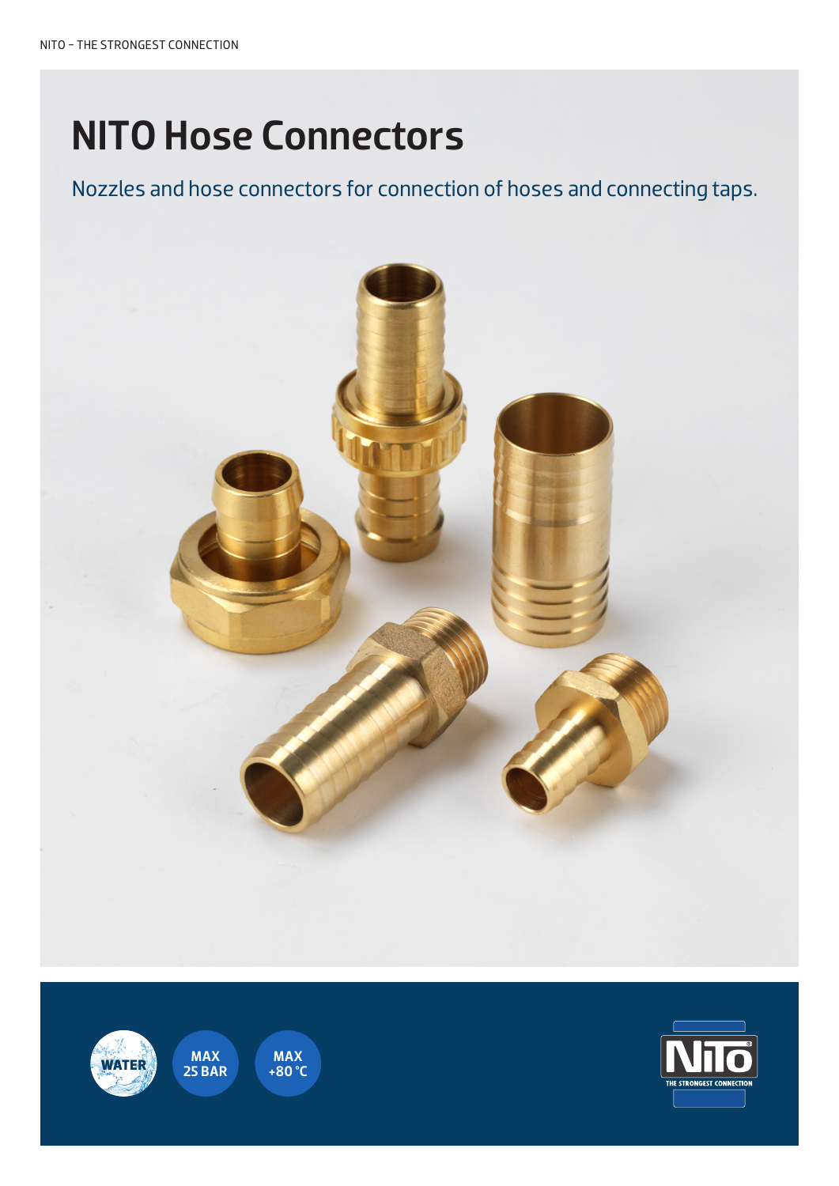# NITO Hose Connectors

Nozzles and hose connectors for connection of hoses and connecting taps.

WATER

MAX 25 BAR

MAX +80 °C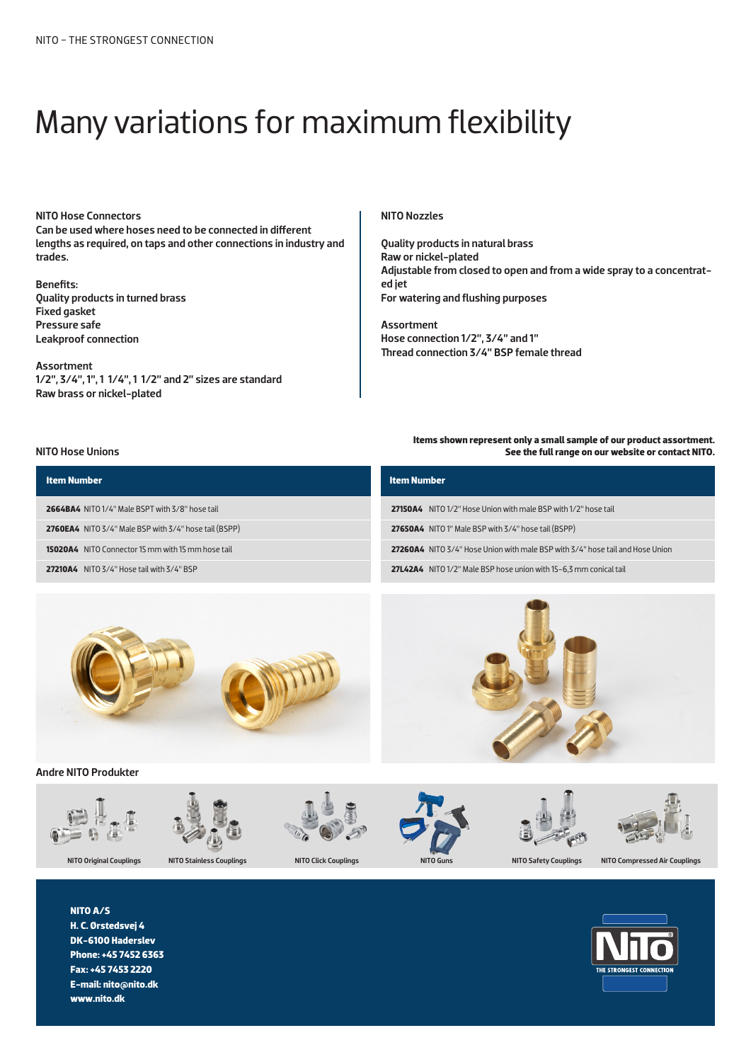# Many variations for maximum flexibility

**NITO Hose Connectors**
**Can be used where hoses need to be connected in different lengths as required, on taps and other connections in industry and trades.**

**Benefits:**
**Quality products in turned brass**
**Fixed gasket**
**Pressure safe**
**Leakproof connection**

**Assortment**
**1/2", 3/4", 1", 1 1/4", 1 1/2" and 2" sizes are standard**
**Raw brass or nickel-plated**

**NITO Nozzles**

**Quality products in natural brass**
**Raw or nickel-plated**
**Adjustable from closed to open and from a wide spray to a concentrated jet**
**For watering and flushing purposes**

**Assortment**
**Hose connection 1/2", 3/4" and 1"**
**Thread connection 3/4" BSP female thread**

**NITO Hose Unions**

**Items shown represent only a small sample of our product assortment. See the full range on our website or contact NITO.**

| Item Number |
|---|
| **2664BA4** NITO 1/4" Male BSPT with 3/8" hose tail |
| **2760EA4** NITO 3/4" Male BSP with 3/4" hose tail (BSPP) |
| **15020A4** NITO Connector 15 mm with 15 mm hose tail |
| **27210A4** NITO 3/4" Hose tail with 3/4" BSP |

| Item Number |
|---|
| **27150A4** NITO 1/2" Hose Union with male BSP with 1/2" hose tail |
| **27650A4** NITO 1" Male BSP with 3/4" hose tail (BSPP) |
| **27260A4** NITO 3/4" Hose Union with male BSP with 3/4" hose tail and Hose Union |
| **27L42A4** NITO 1/2" Male BSP hose union with 15-6,3 mm conical tail |

**Andre NITO Produkter**

NITO Original Couplings

NITO Stainless Couplings

NITO Click Couplings

NITO Guns

NITO Safety Couplings

NITO Compressed Air Couplings

**NITO A/S**
**H. C. Ørstedsvej 4**
**DK-6100 Haderslev**
**Phone: +45 7452 6363**
**Fax: +45 7453 2220**
**E-mail: nito@nito.dk**
**www.nito.dk**

NITO THE STRONGEST CONNECTION